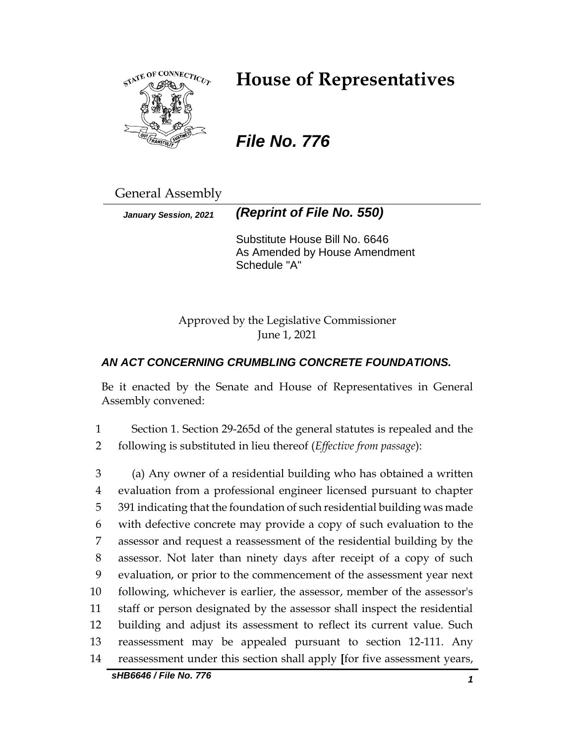# House of Representatives

***File No. 776***

General Assembly

***January Session, 2021*** ***(Reprint of File No. 550)***

Substitute House Bill No. 6646
As Amended by House Amendment Schedule "A"

Approved by the Legislative Commissioner
June 1, 2021

***AN ACT CONCERNING CRUMBLING CONCRETE FOUNDATIONS.***

Be it enacted by the Senate and House of Representatives in General Assembly convened:

1 Section 1. Section 29-265d of the general statutes is repealed and the
2 following is substituted in lieu thereof (*Effective from passage*):

3 (a) Any owner of a residential building who has obtained a written
4 evaluation from a professional engineer licensed pursuant to chapter
5 391 indicating that the foundation of such residential building was made
6 with defective concrete may provide a copy of such evaluation to the
7 assessor and request a reassessment of the residential building by the
8 assessor. Not later than ninety days after receipt of a copy of such
9 evaluation, or prior to the commencement of the assessment year next
10 following, whichever is earlier, the assessor, member of the assessor's
11 staff or person designated by the assessor shall inspect the residential
12 building and adjust its assessment to reflect its current value. Such
13 reassessment may be appealed pursuant to section 12-111. Any
14 reassessment under this section shall apply [for five assessment years,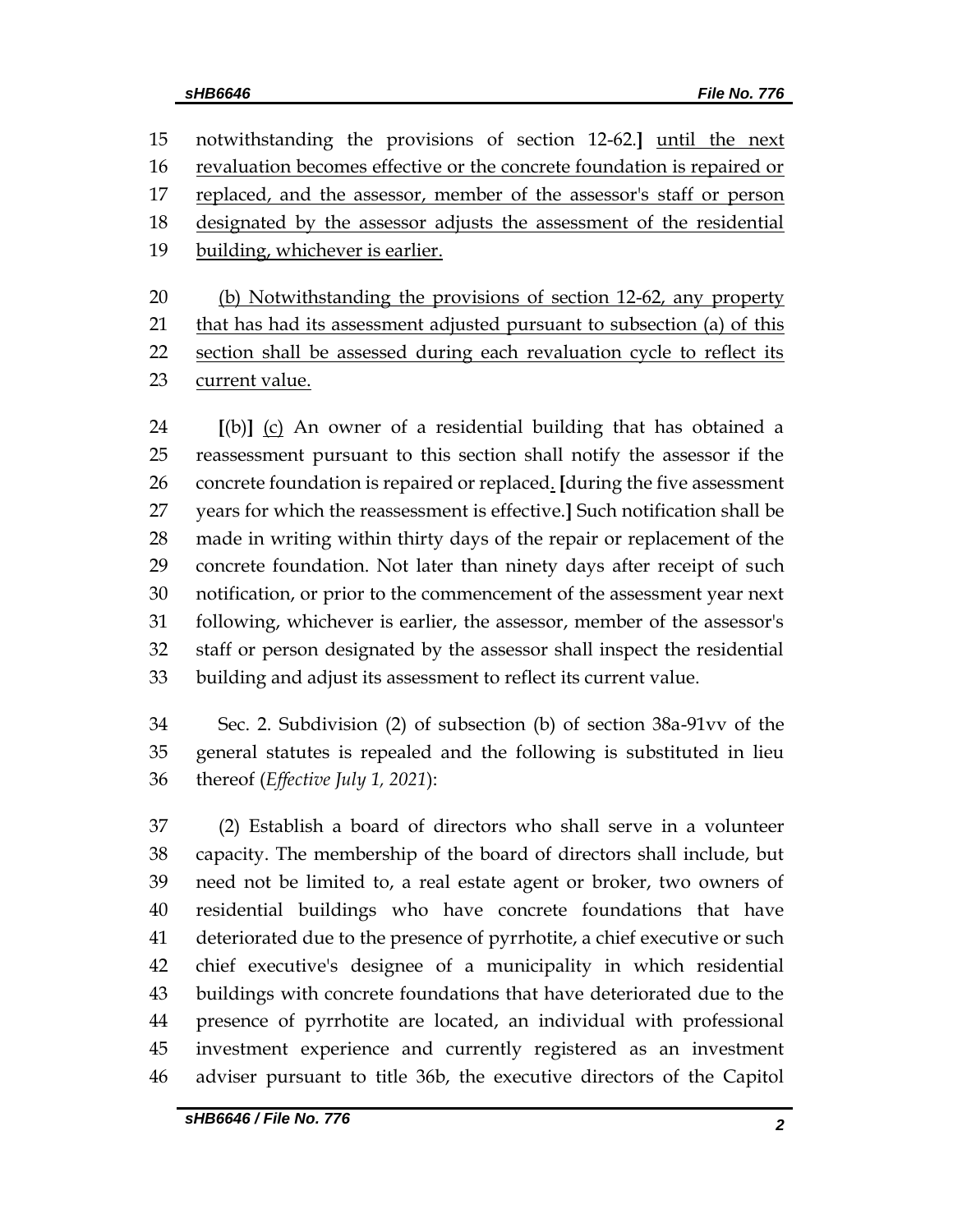notwithstanding the provisions of section 12-62.] until the next revaluation becomes effective or the concrete foundation is repaired or replaced, and the assessor, member of the assessor's staff or person designated by the assessor adjusts the assessment of the residential building, whichever is earlier.

(b) Notwithstanding the provisions of section 12-62, any property that has had its assessment adjusted pursuant to subsection (a) of this section shall be assessed during each revaluation cycle to reflect its current value.

[(b)] (c) An owner of a residential building that has obtained a reassessment pursuant to this section shall notify the assessor if the concrete foundation is repaired or replaced. [during the five assessment years for which the reassessment is effective.] Such notification shall be made in writing within thirty days of the repair or replacement of the concrete foundation. Not later than ninety days after receipt of such notification, or prior to the commencement of the assessment year next following, whichever is earlier, the assessor, member of the assessor's staff or person designated by the assessor shall inspect the residential building and adjust its assessment to reflect its current value.

Sec. 2. Subdivision (2) of subsection (b) of section 38a-91vv of the general statutes is repealed and the following is substituted in lieu thereof (*Effective July 1, 2021*):

(2) Establish a board of directors who shall serve in a volunteer capacity. The membership of the board of directors shall include, but need not be limited to, a real estate agent or broker, two owners of residential buildings who have concrete foundations that have deteriorated due to the presence of pyrrhotite, a chief executive or such chief executive's designee of a municipality in which residential buildings with concrete foundations that have deteriorated due to the presence of pyrrhotite are located, an individual with professional investment experience and currently registered as an investment adviser pursuant to title 36b, the executive directors of the Capitol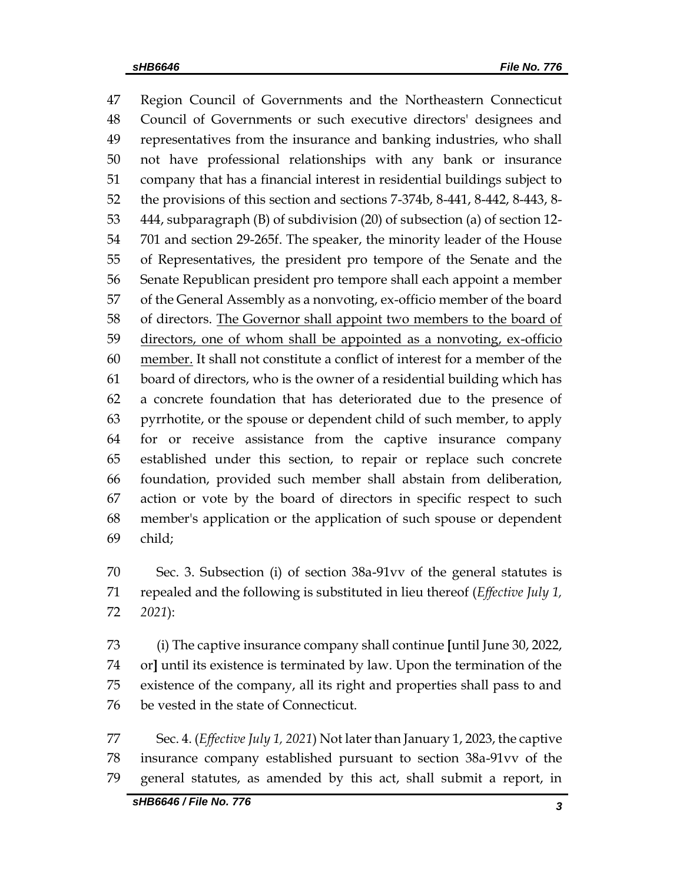Region Council of Governments and the Northeastern Connecticut Council of Governments or such executive directors' designees and representatives from the insurance and banking industries, who shall not have professional relationships with any bank or insurance company that has a financial interest in residential buildings subject to the provisions of this section and sections 7-374b, 8-441, 8-442, 8-443, 8-444, subparagraph (B) of subdivision (20) of subsection (a) of section 12-701 and section 29-265f. The speaker, the minority leader of the House of Representatives, the president pro tempore of the Senate and the Senate Republican president pro tempore shall each appoint a member of the General Assembly as a nonvoting, ex-officio member of the board of directors. <u>The Governor shall appoint two members to the board of directors, one of whom shall be appointed as a nonvoting, ex-officio member.</u> It shall not constitute a conflict of interest for a member of the board of directors, who is the owner of a residential building which has a concrete foundation that has deteriorated due to the presence of pyrrhotite, or the spouse or dependent child of such member, to apply for or receive assistance from the captive insurance company established under this section, to repair or replace such concrete foundation, provided such member shall abstain from deliberation, action or vote by the board of directors in specific respect to such member's application or the application of such spouse or dependent child;

Sec. 3. Subsection (i) of section 38a-91vv of the general statutes is repealed and the following is substituted in lieu thereof (*Effective July 1, 2021*):

(i) The captive insurance company shall continue **[**until June 30, 2022, or**]** until its existence is terminated by law. Upon the termination of the existence of the company, all its right and properties shall pass to and be vested in the state of Connecticut.

Sec. 4. (*Effective July 1, 2021*) Not later than January 1, 2023, the captive insurance company established pursuant to section 38a-91vv of the general statutes, as amended by this act, shall submit a report, in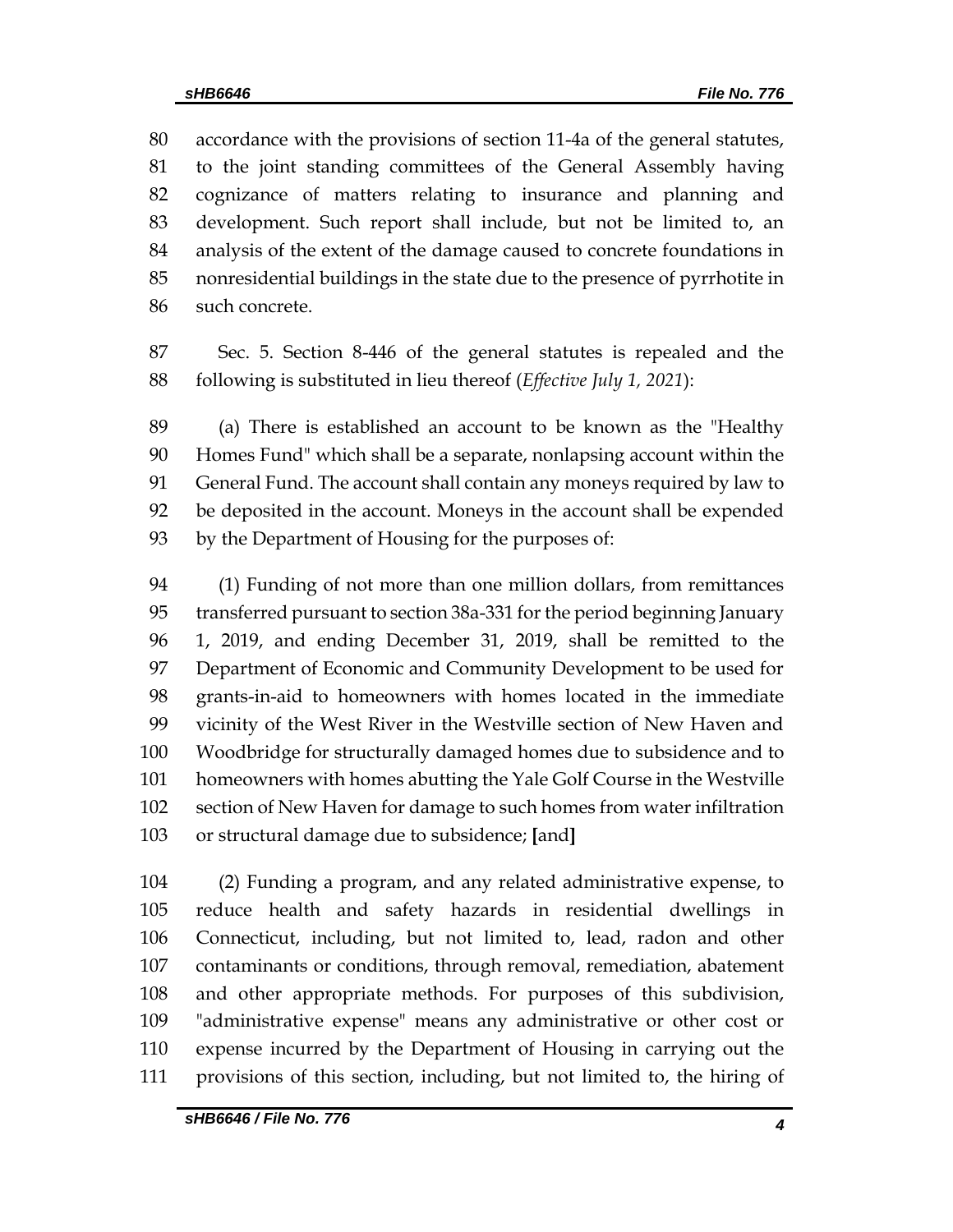accordance with the provisions of section 11-4a of the general statutes, to the joint standing committees of the General Assembly having cognizance of matters relating to insurance and planning and development. Such report shall include, but not be limited to, an analysis of the extent of the damage caused to concrete foundations in nonresidential buildings in the state due to the presence of pyrrhotite in such concrete.

Sec. 5. Section 8-446 of the general statutes is repealed and the following is substituted in lieu thereof (*Effective July 1, 2021*):

(a) There is established an account to be known as the "Healthy Homes Fund" which shall be a separate, nonlapsing account within the General Fund. The account shall contain any moneys required by law to be deposited in the account. Moneys in the account shall be expended by the Department of Housing for the purposes of:

(1) Funding of not more than one million dollars, from remittances transferred pursuant to section 38a-331 for the period beginning January 1, 2019, and ending December 31, 2019, shall be remitted to the Department of Economic and Community Development to be used for grants-in-aid to homeowners with homes located in the immediate vicinity of the West River in the Westville section of New Haven and Woodbridge for structurally damaged homes due to subsidence and to homeowners with homes abutting the Yale Golf Course in the Westville section of New Haven for damage to such homes from water infiltration or structural damage due to subsidence; **[**and**]**

(2) Funding a program, and any related administrative expense, to reduce health and safety hazards in residential dwellings in Connecticut, including, but not limited to, lead, radon and other contaminants or conditions, through removal, remediation, abatement and other appropriate methods. For purposes of this subdivision, "administrative expense" means any administrative or other cost or expense incurred by the Department of Housing in carrying out the provisions of this section, including, but not limited to, the hiring of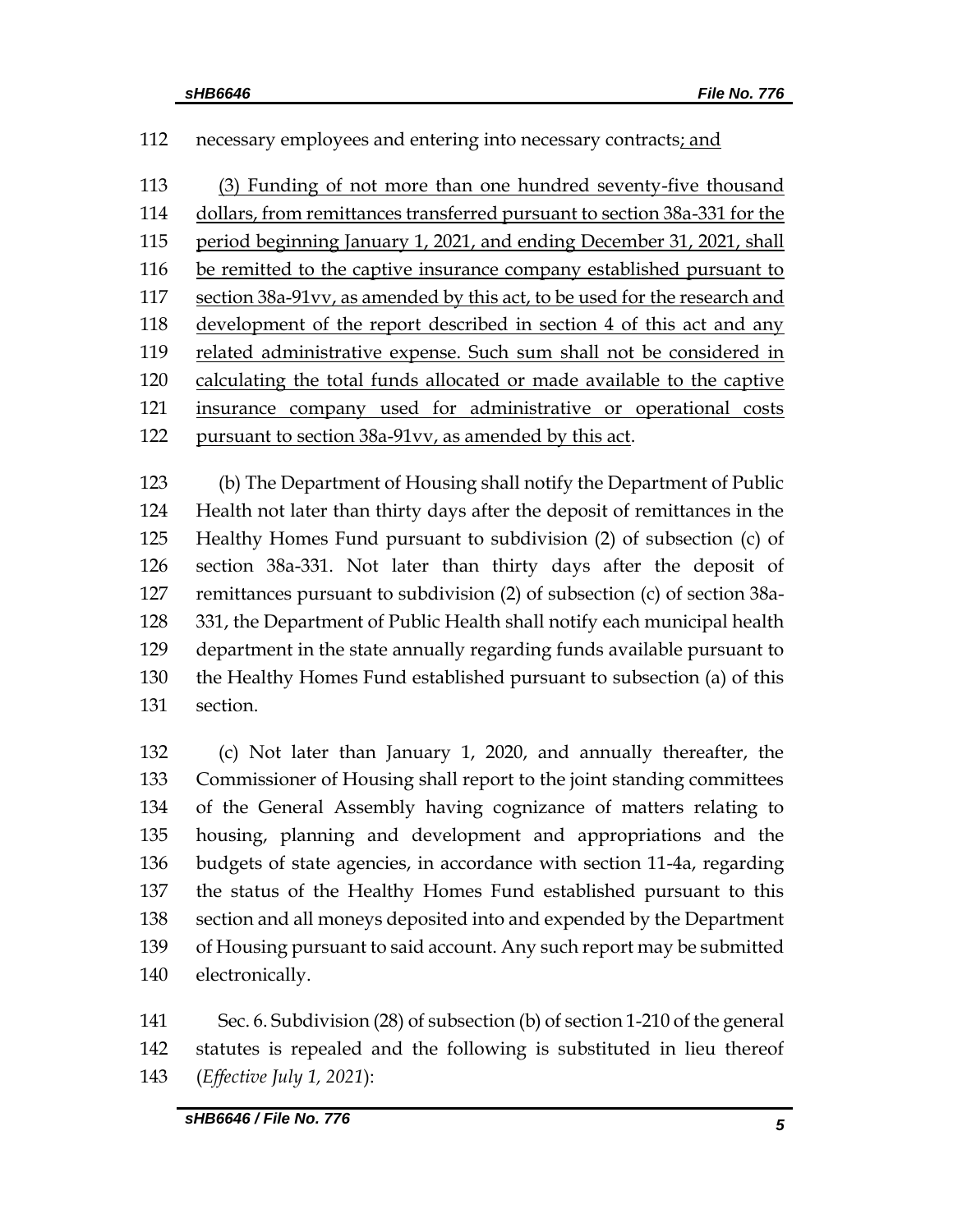112 necessary employees and entering into necessary contracts<u>; and</u>

113 <u>(3) Funding of not more than one hundred seventy-five thousand</u>
114 <u>dollars, from remittances transferred pursuant to section 38a-331 for the</u>
115 <u>period beginning January 1, 2021, and ending December 31, 2021, shall</u>
116 <u>be remitted to the captive insurance company established pursuant to</u>
117 <u>section 38a-91vv, as amended by this act, to be used for the research and</u>
118 <u>development of the report described in section 4 of this act and any</u>
119 <u>related administrative expense. Such sum shall not be considered in</u>
120 <u>calculating the total funds allocated or made available to the captive</u>
121 <u>insurance company used for administrative or operational costs</u>
122 <u>pursuant to section 38a-91vv, as amended by this act</u>.

123 (b) The Department of Housing shall notify the Department of Public
124 Health not later than thirty days after the deposit of remittances in the
125 Healthy Homes Fund pursuant to subdivision (2) of subsection (c) of
126 section 38a-331. Not later than thirty days after the deposit of
127 remittances pursuant to subdivision (2) of subsection (c) of section 38a-
128 331, the Department of Public Health shall notify each municipal health
129 department in the state annually regarding funds available pursuant to
130 the Healthy Homes Fund established pursuant to subsection (a) of this
131 section.

132 (c) Not later than January 1, 2020, and annually thereafter, the
133 Commissioner of Housing shall report to the joint standing committees
134 of the General Assembly having cognizance of matters relating to
135 housing, planning and development and appropriations and the
136 budgets of state agencies, in accordance with section 11-4a, regarding
137 the status of the Healthy Homes Fund established pursuant to this
138 section and all moneys deposited into and expended by the Department
139 of Housing pursuant to said account. Any such report may be submitted
140 electronically.

141 Sec. 6. Subdivision (28) of subsection (b) of section 1-210 of the general
142 statutes is repealed and the following is substituted in lieu thereof
143 (*Effective July 1, 2021*):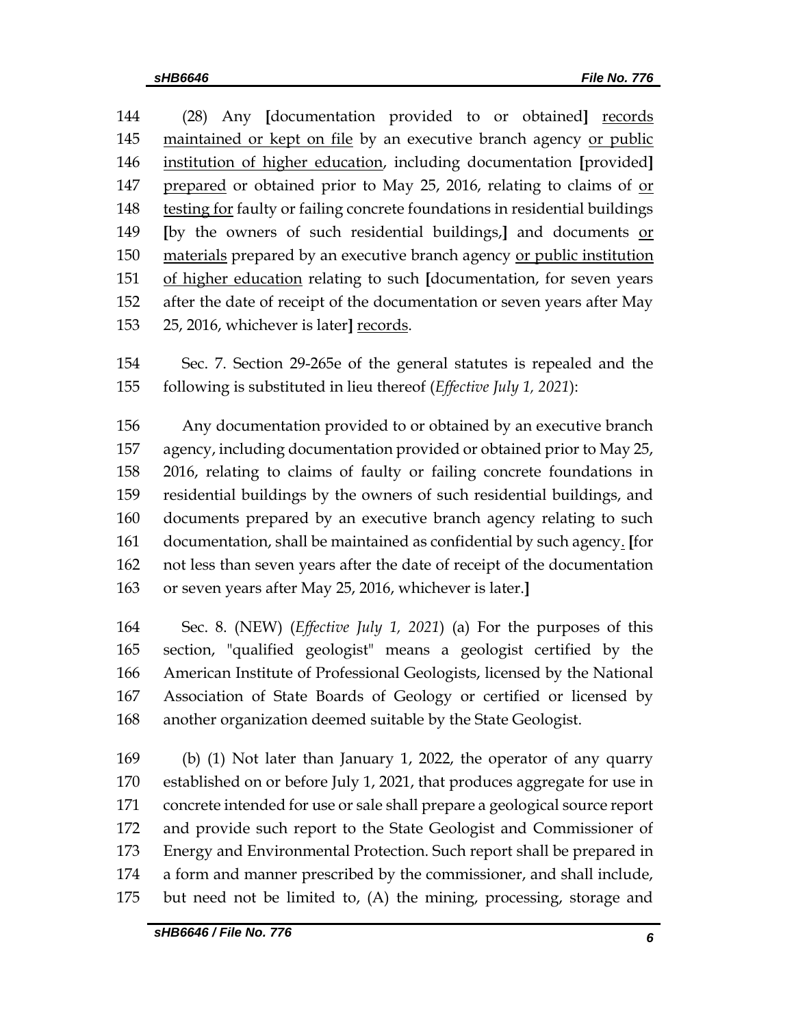144 (28) Any [documentation provided to or obtained] <u>records</u>
145 <u>maintained or kept on file</u> by an executive branch agency <u>or public</u>
146 <u>institution of higher education</u>, including documentation [provided]
147 <u>prepared</u> or obtained prior to May 25, 2016, relating to claims of <u>or</u>
148 <u>testing for</u> faulty or failing concrete foundations in residential buildings
149 [by the owners of such residential buildings,] and documents <u>or</u>
150 <u>materials</u> prepared by an executive branch agency <u>or public institution</u>
151 <u>of higher education</u> relating to such [documentation, for seven years
152 after the date of receipt of the documentation or seven years after May
153 25, 2016, whichever is later] <u>records</u>.

154 Sec. 7. Section 29-265e of the general statutes is repealed and the
155 following is substituted in lieu thereof (*Effective July 1, 2021*):

156 Any documentation provided to or obtained by an executive branch
157 agency, including documentation provided or obtained prior to May 25,
158 2016, relating to claims of faulty or failing concrete foundations in
159 residential buildings by the owners of such residential buildings, and
160 documents prepared by an executive branch agency relating to such
161 documentation, shall be maintained as confidential by such agency<u>.</u> [for
162 not less than seven years after the date of receipt of the documentation
163 or seven years after May 25, 2016, whichever is later.]

164 Sec. 8. (NEW) (*Effective July 1, 2021*) (a) For the purposes of this
165 section, "qualified geologist" means a geologist certified by the
166 American Institute of Professional Geologists, licensed by the National
167 Association of State Boards of Geology or certified or licensed by
168 another organization deemed suitable by the State Geologist.

169 (b) (1) Not later than January 1, 2022, the operator of any quarry
170 established on or before July 1, 2021, that produces aggregate for use in
171 concrete intended for use or sale shall prepare a geological source report
172 and provide such report to the State Geologist and Commissioner of
173 Energy and Environmental Protection. Such report shall be prepared in
174 a form and manner prescribed by the commissioner, and shall include,
175 but need not be limited to, (A) the mining, processing, storage and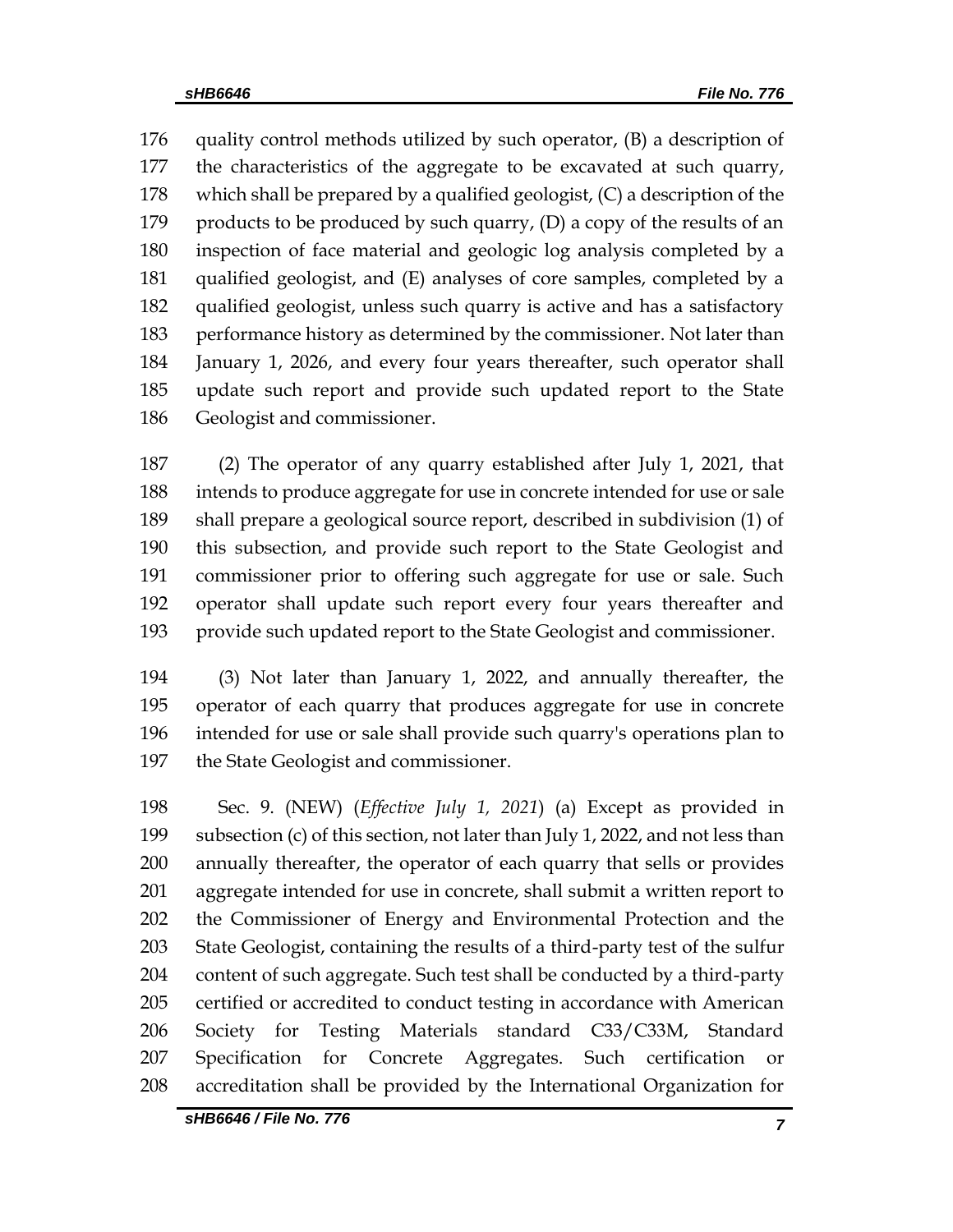quality control methods utilized by such operator, (B) a description of the characteristics of the aggregate to be excavated at such quarry, which shall be prepared by a qualified geologist, (C) a description of the products to be produced by such quarry, (D) a copy of the results of an inspection of face material and geologic log analysis completed by a qualified geologist, and (E) analyses of core samples, completed by a qualified geologist, unless such quarry is active and has a satisfactory performance history as determined by the commissioner. Not later than January 1, 2026, and every four years thereafter, such operator shall update such report and provide such updated report to the State Geologist and commissioner.

(2) The operator of any quarry established after July 1, 2021, that intends to produce aggregate for use in concrete intended for use or sale shall prepare a geological source report, described in subdivision (1) of this subsection, and provide such report to the State Geologist and commissioner prior to offering such aggregate for use or sale. Such operator shall update such report every four years thereafter and provide such updated report to the State Geologist and commissioner.

(3) Not later than January 1, 2022, and annually thereafter, the operator of each quarry that produces aggregate for use in concrete intended for use or sale shall provide such quarry's operations plan to the State Geologist and commissioner.

Sec. 9. (NEW) (*Effective July 1, 2021*) (a) Except as provided in subsection (c) of this section, not later than July 1, 2022, and not less than annually thereafter, the operator of each quarry that sells or provides aggregate intended for use in concrete, shall submit a written report to the Commissioner of Energy and Environmental Protection and the State Geologist, containing the results of a third-party test of the sulfur content of such aggregate. Such test shall be conducted by a third-party certified or accredited to conduct testing in accordance with American Society for Testing Materials standard C33/C33M, Standard Specification for Concrete Aggregates. Such certification or accreditation shall be provided by the International Organization for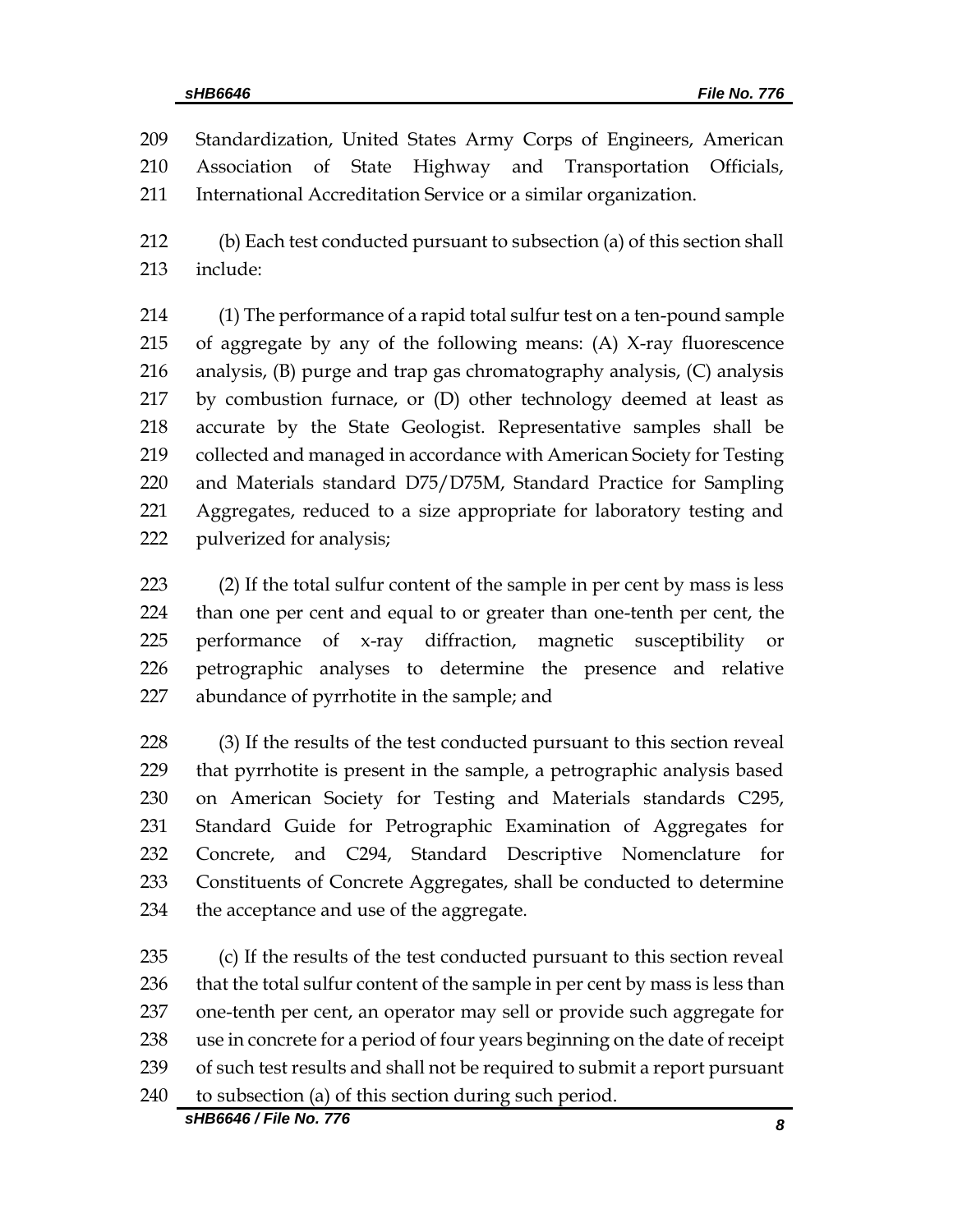Standardization, United States Army Corps of Engineers, American Association of State Highway and Transportation Officials, International Accreditation Service or a similar organization.

(b) Each test conducted pursuant to subsection (a) of this section shall include:

(1) The performance of a rapid total sulfur test on a ten-pound sample of aggregate by any of the following means: (A) X-ray fluorescence analysis, (B) purge and trap gas chromatography analysis, (C) analysis by combustion furnace, or (D) other technology deemed at least as accurate by the State Geologist. Representative samples shall be collected and managed in accordance with American Society for Testing and Materials standard D75/D75M, Standard Practice for Sampling Aggregates, reduced to a size appropriate for laboratory testing and pulverized for analysis;

(2) If the total sulfur content of the sample in per cent by mass is less than one per cent and equal to or greater than one-tenth per cent, the performance of x-ray diffraction, magnetic susceptibility or petrographic analyses to determine the presence and relative abundance of pyrrhotite in the sample; and

(3) If the results of the test conducted pursuant to this section reveal that pyrrhotite is present in the sample, a petrographic analysis based on American Society for Testing and Materials standards C295, Standard Guide for Petrographic Examination of Aggregates for Concrete, and C294, Standard Descriptive Nomenclature for Constituents of Concrete Aggregates, shall be conducted to determine the acceptance and use of the aggregate.

(c) If the results of the test conducted pursuant to this section reveal that the total sulfur content of the sample in per cent by mass is less than one-tenth per cent, an operator may sell or provide such aggregate for use in concrete for a period of four years beginning on the date of receipt of such test results and shall not be required to submit a report pursuant to subsection (a) of this section during such period.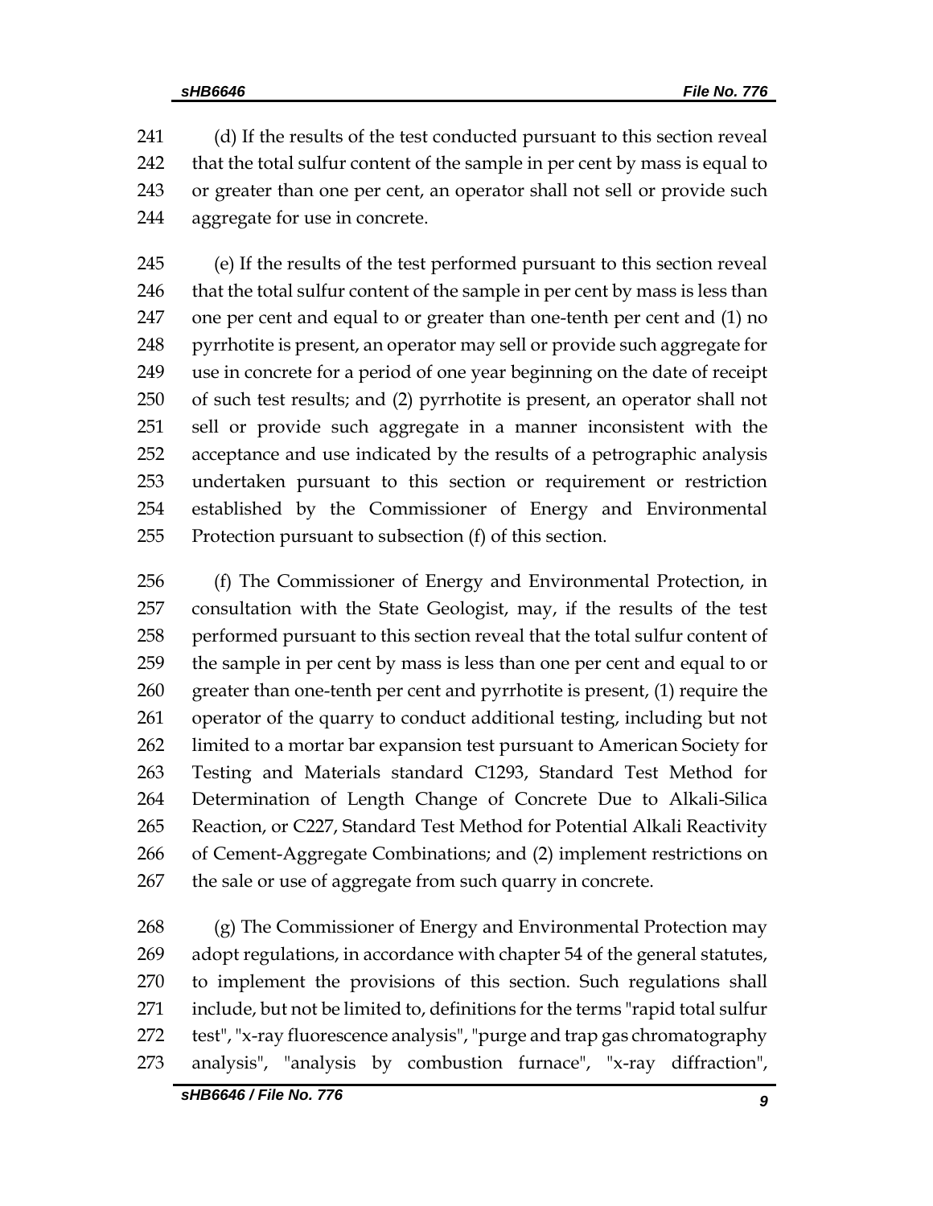(d) If the results of the test conducted pursuant to this section reveal that the total sulfur content of the sample in per cent by mass is equal to or greater than one per cent, an operator shall not sell or provide such aggregate for use in concrete.

(e) If the results of the test performed pursuant to this section reveal that the total sulfur content of the sample in per cent by mass is less than one per cent and equal to or greater than one-tenth per cent and (1) no pyrrhotite is present, an operator may sell or provide such aggregate for use in concrete for a period of one year beginning on the date of receipt of such test results; and (2) pyrrhotite is present, an operator shall not sell or provide such aggregate in a manner inconsistent with the acceptance and use indicated by the results of a petrographic analysis undertaken pursuant to this section or requirement or restriction established by the Commissioner of Energy and Environmental Protection pursuant to subsection (f) of this section.

(f) The Commissioner of Energy and Environmental Protection, in consultation with the State Geologist, may, if the results of the test performed pursuant to this section reveal that the total sulfur content of the sample in per cent by mass is less than one per cent and equal to or greater than one-tenth per cent and pyrrhotite is present, (1) require the operator of the quarry to conduct additional testing, including but not limited to a mortar bar expansion test pursuant to American Society for Testing and Materials standard C1293, Standard Test Method for Determination of Length Change of Concrete Due to Alkali-Silica Reaction, or C227, Standard Test Method for Potential Alkali Reactivity of Cement-Aggregate Combinations; and (2) implement restrictions on the sale or use of aggregate from such quarry in concrete.

(g) The Commissioner of Energy and Environmental Protection may adopt regulations, in accordance with chapter 54 of the general statutes, to implement the provisions of this section. Such regulations shall include, but not be limited to, definitions for the terms "rapid total sulfur test", "x-ray fluorescence analysis", "purge and trap gas chromatography analysis", "analysis by combustion furnace", "x-ray diffraction",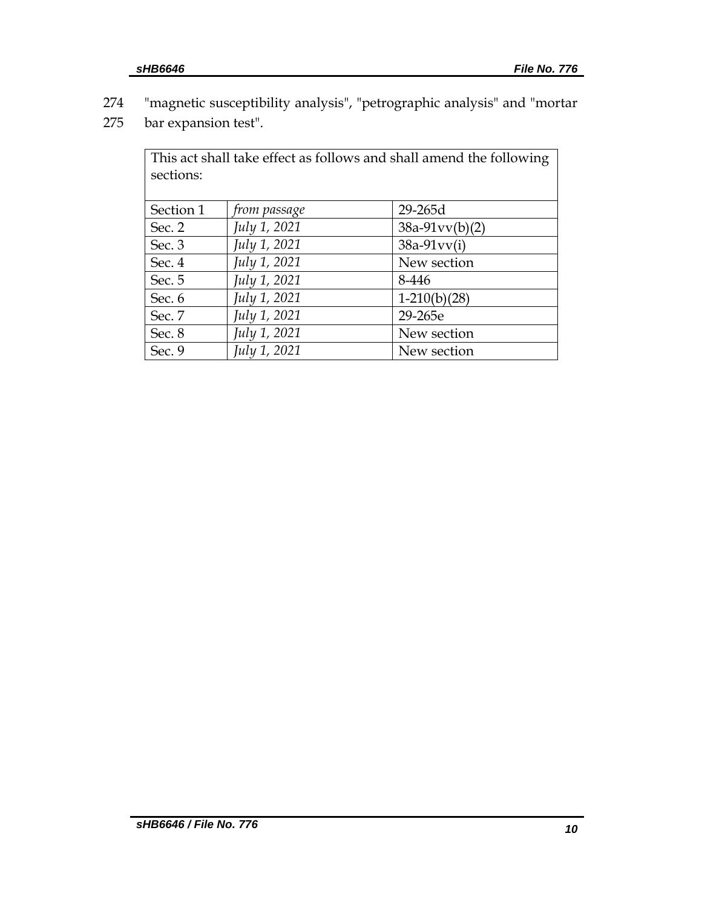274 "magnetic susceptibility analysis", "petrographic analysis" and "mortar
275 bar expansion test".

| This act shall take effect as follows and shall amend the following sections: | | |
|---|---|---|
| Section 1 | *from passage* | 29-265d |
| Sec. 2 | *July 1, 2021* | 38a-91vv(b)(2) |
| Sec. 3 | *July 1, 2021* | 38a-91vv(i) |
| Sec. 4 | *July 1, 2021* | New section |
| Sec. 5 | *July 1, 2021* | 8-446 |
| Sec. 6 | *July 1, 2021* | 1-210(b)(28) |
| Sec. 7 | *July 1, 2021* | 29-265e |
| Sec. 8 | *July 1, 2021* | New section |
| Sec. 9 | *July 1, 2021* | New section |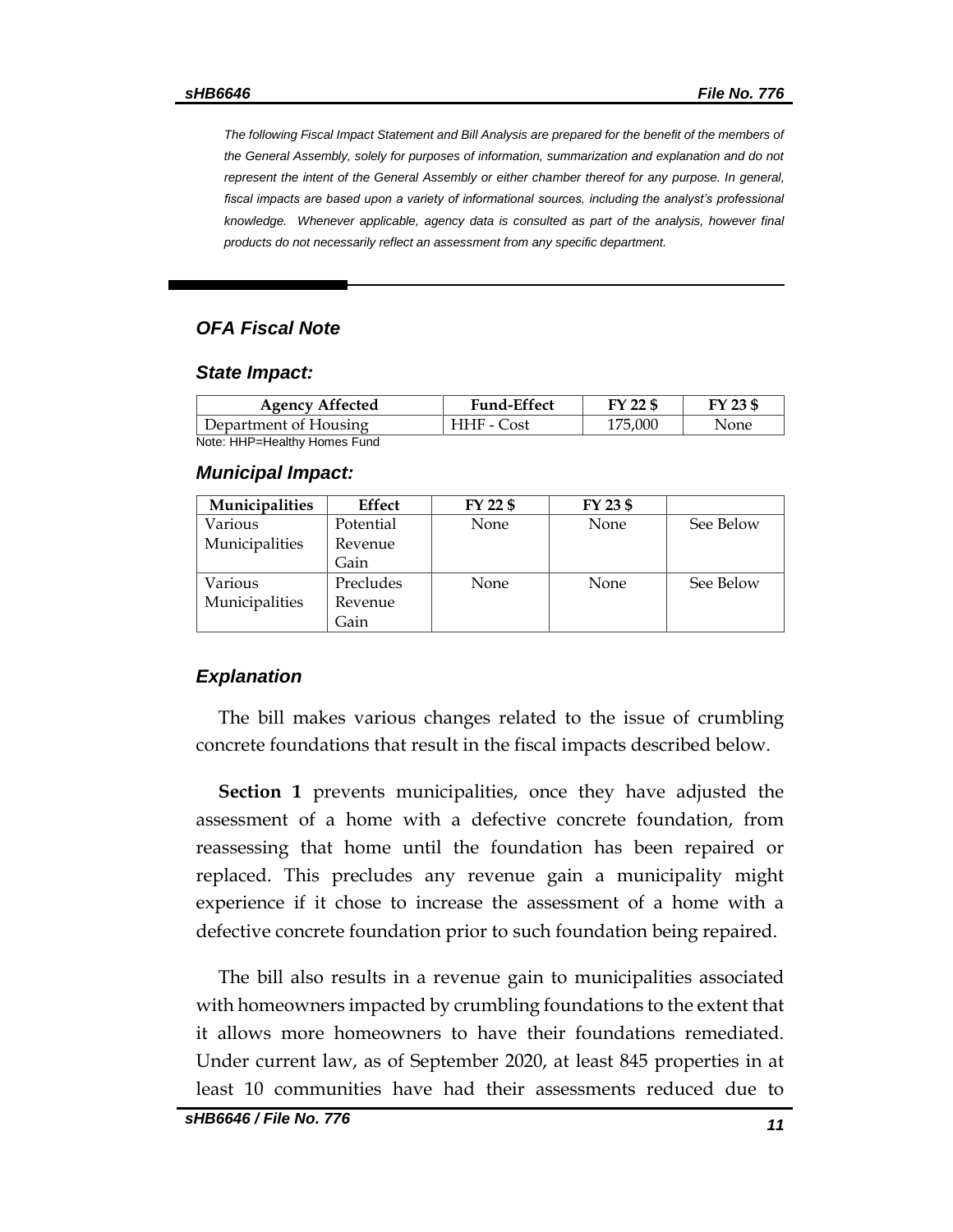*The following Fiscal Impact Statement and Bill Analysis are prepared for the benefit of the members of the General Assembly, solely for purposes of information, summarization and explanation and do not represent the intent of the General Assembly or either chamber thereof for any purpose. In general, fiscal impacts are based upon a variety of informational sources, including the analyst's professional knowledge. Whenever applicable, agency data is consulted as part of the analysis, however final products do not necessarily reflect an assessment from any specific department.*

---

### *OFA Fiscal Note*

#### *State Impact:*

| Agency Affected | Fund-Effect | FY 22 $ | FY 23 $ |
|---|---|---|---|
| Department of Housing | HHF - Cost | 175,000 | None |

Note: HHP=Healthy Homes Fund

#### *Municipal Impact:*

| Municipalities | Effect | FY 22 $ | FY 23 $ | |
|---|---|---|---|---|
| Various Municipalities | Potential Revenue Gain | None | None | See Below |
| Various Municipalities | Precludes Revenue Gain | None | None | See Below |

### *Explanation*

The bill makes various changes related to the issue of crumbling concrete foundations that result in the fiscal impacts described below.

**Section 1** prevents municipalities, once they have adjusted the assessment of a home with a defective concrete foundation, from reassessing that home until the foundation has been repaired or replaced. This precludes any revenue gain a municipality might experience if it chose to increase the assessment of a home with a defective concrete foundation prior to such foundation being repaired.

The bill also results in a revenue gain to municipalities associated with homeowners impacted by crumbling foundations to the extent that it allows more homeowners to have their foundations remediated. Under current law, as of September 2020, at least 845 properties in at least 10 communities have had their assessments reduced due to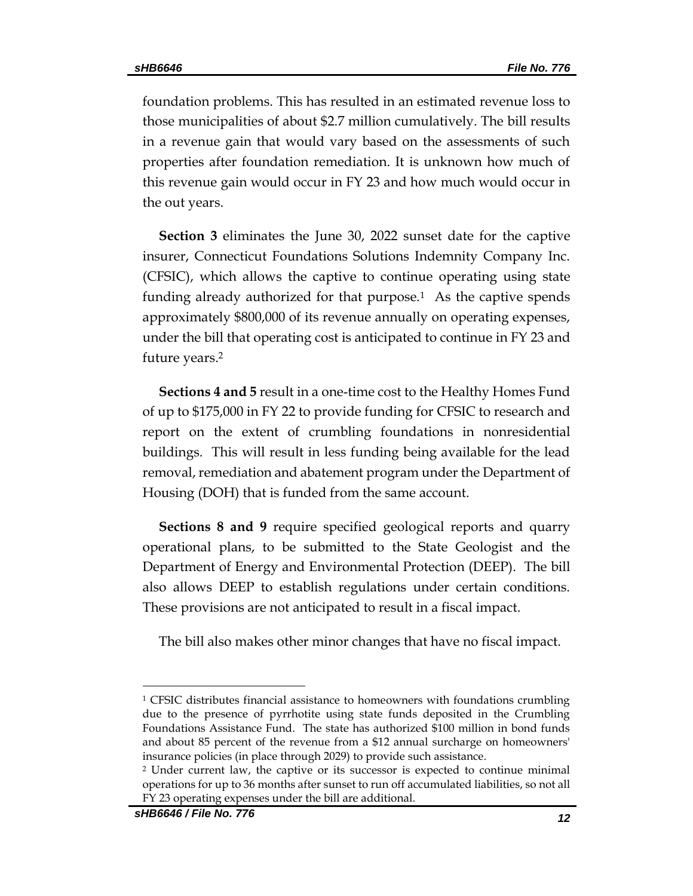foundation problems. This has resulted in an estimated revenue loss to those municipalities of about $2.7 million cumulatively. The bill results in a revenue gain that would vary based on the assessments of such properties after foundation remediation. It is unknown how much of this revenue gain would occur in FY 23 and how much would occur in the out years.

**Section 3** eliminates the June 30, 2022 sunset date for the captive insurer, Connecticut Foundations Solutions Indemnity Company Inc. (CFSIC), which allows the captive to continue operating using state funding already authorized for that purpose.[1] As the captive spends approximately $800,000 of its revenue annually on operating expenses, under the bill that operating cost is anticipated to continue in FY 23 and future years.[2]

**Sections 4 and 5** result in a one-time cost to the Healthy Homes Fund of up to $175,000 in FY 22 to provide funding for CFSIC to research and report on the extent of crumbling foundations in nonresidential buildings. This will result in less funding being available for the lead removal, remediation and abatement program under the Department of Housing (DOH) that is funded from the same account.

**Sections 8 and 9** require specified geological reports and quarry operational plans, to be submitted to the State Geologist and the Department of Energy and Environmental Protection (DEEP). The bill also allows DEEP to establish regulations under certain conditions. These provisions are not anticipated to result in a fiscal impact.

The bill also makes other minor changes that have no fiscal impact.

---

[1] CFSIC distributes financial assistance to homeowners with foundations crumbling due to the presence of pyrrhotite using state funds deposited in the Crumbling Foundations Assistance Fund. The state has authorized $100 million in bond funds and about 85 percent of the revenue from a $12 annual surcharge on homeowners' insurance policies (in place through 2029) to provide such assistance.

[2] Under current law, the captive or its successor is expected to continue minimal operations for up to 36 months after sunset to run off accumulated liabilities, so not all FY 23 operating expenses under the bill are additional.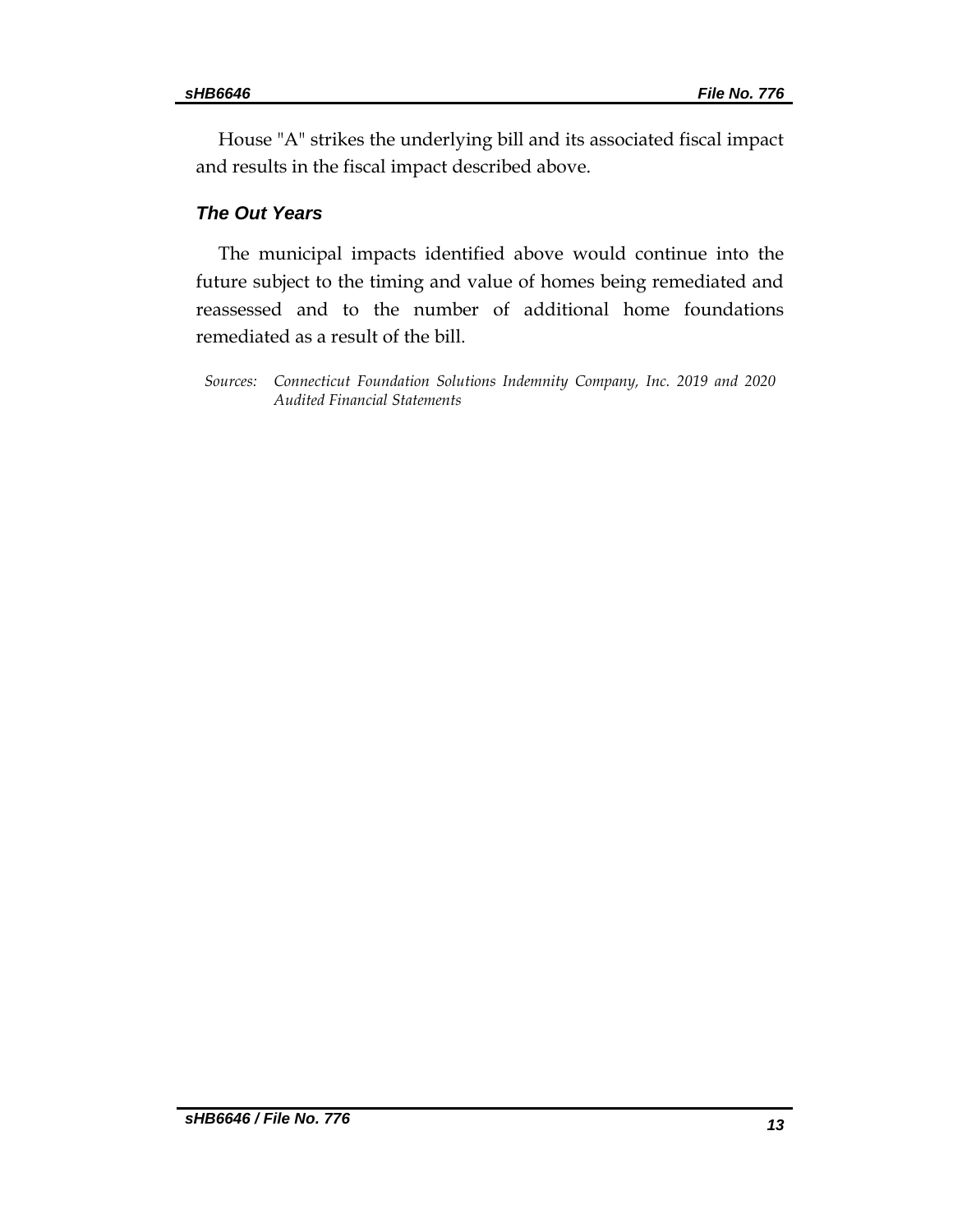House "A" strikes the underlying bill and its associated fiscal impact and results in the fiscal impact described above.

### *The Out Years*

The municipal impacts identified above would continue into the future subject to the timing and value of homes being remediated and reassessed and to the number of additional home foundations remediated as a result of the bill.

*Sources: Connecticut Foundation Solutions Indemnity Company, Inc. 2019 and 2020 Audited Financial Statements*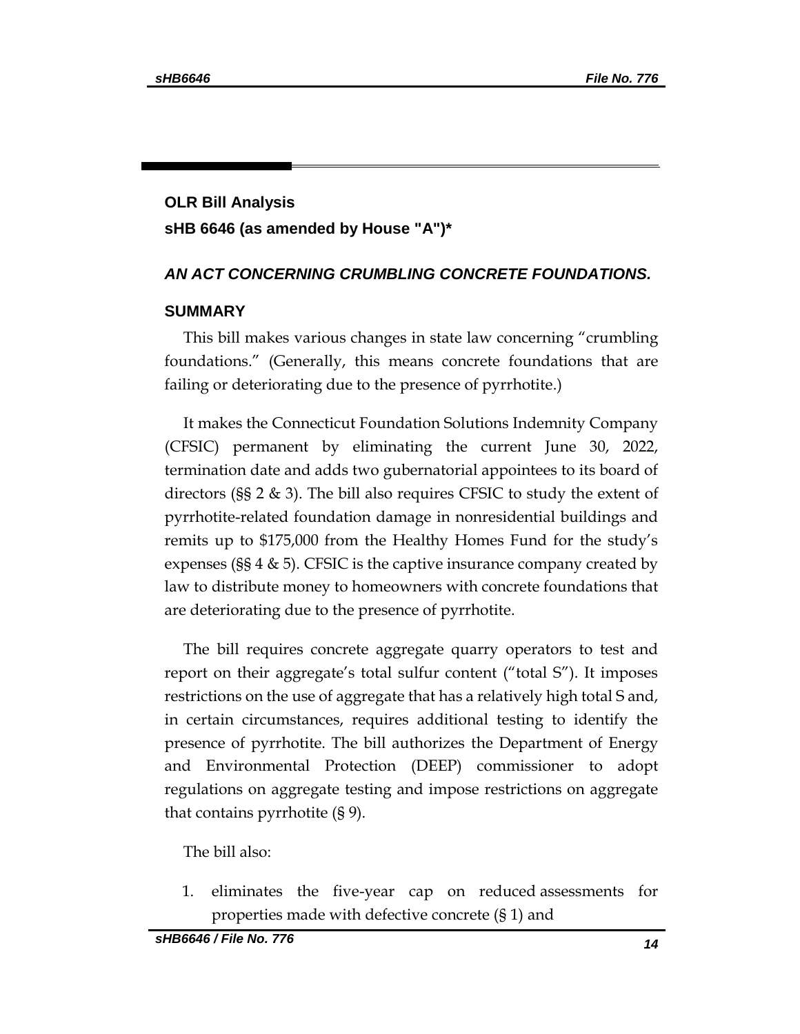**OLR Bill Analysis**

**sHB 6646 (as amended by House "A")***

***AN ACT CONCERNING CRUMBLING CONCRETE FOUNDATIONS.***

## SUMMARY

This bill makes various changes in state law concerning "crumbling foundations." (Generally, this means concrete foundations that are failing or deteriorating due to the presence of pyrrhotite.)

It makes the Connecticut Foundation Solutions Indemnity Company (CFSIC) permanent by eliminating the current June 30, 2022, termination date and adds two gubernatorial appointees to its board of directors (§§ 2 & 3). The bill also requires CFSIC to study the extent of pyrrhotite-related foundation damage in nonresidential buildings and remits up to $175,000 from the Healthy Homes Fund for the study's expenses (§§ 4 & 5). CFSIC is the captive insurance company created by law to distribute money to homeowners with concrete foundations that are deteriorating due to the presence of pyrrhotite.

The bill requires concrete aggregate quarry operators to test and report on their aggregate's total sulfur content ("total S"). It imposes restrictions on the use of aggregate that has a relatively high total S and, in certain circumstances, requires additional testing to identify the presence of pyrrhotite. The bill authorizes the Department of Energy and Environmental Protection (DEEP) commissioner to adopt regulations on aggregate testing and impose restrictions on aggregate that contains pyrrhotite (§ 9).

The bill also:

1. eliminates the five-year cap on reduced assessments for properties made with defective concrete (§ 1) and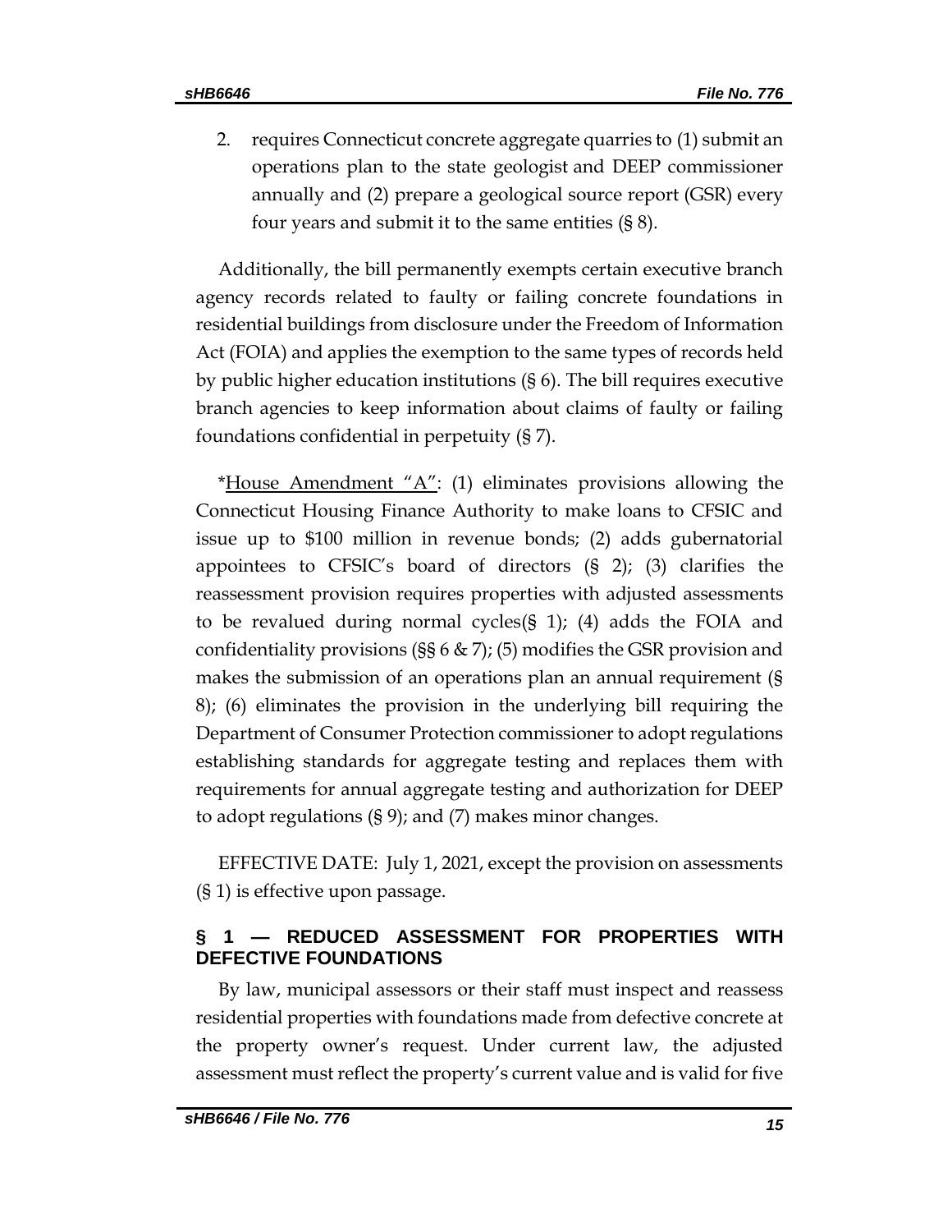2. requires Connecticut concrete aggregate quarries to (1) submit an operations plan to the state geologist and DEEP commissioner annually and (2) prepare a geological source report (GSR) every four years and submit it to the same entities (§ 8).

Additionally, the bill permanently exempts certain executive branch agency records related to faulty or failing concrete foundations in residential buildings from disclosure under the Freedom of Information Act (FOIA) and applies the exemption to the same types of records held by public higher education institutions (§ 6). The bill requires executive branch agencies to keep information about claims of faulty or failing foundations confidential in perpetuity (§ 7).

*<u>House Amendment "A"</u>: (1) eliminates provisions allowing the Connecticut Housing Finance Authority to make loans to CFSIC and issue up to $100 million in revenue bonds; (2) adds gubernatorial appointees to CFSIC's board of directors (§ 2); (3) clarifies the reassessment provision requires properties with adjusted assessments to be revalued during normal cycles(§ 1); (4) adds the FOIA and confidentiality provisions (§§ 6 & 7); (5) modifies the GSR provision and makes the submission of an operations plan an annual requirement (§ 8); (6) eliminates the provision in the underlying bill requiring the Department of Consumer Protection commissioner to adopt regulations establishing standards for aggregate testing and replaces them with requirements for annual aggregate testing and authorization for DEEP to adopt regulations (§ 9); and (7) makes minor changes.

EFFECTIVE DATE: July 1, 2021, except the provision on assessments (§ 1) is effective upon passage.

## § 1 — REDUCED ASSESSMENT FOR PROPERTIES WITH DEFECTIVE FOUNDATIONS

By law, municipal assessors or their staff must inspect and reassess residential properties with foundations made from defective concrete at the property owner's request. Under current law, the adjusted assessment must reflect the property's current value and is valid for five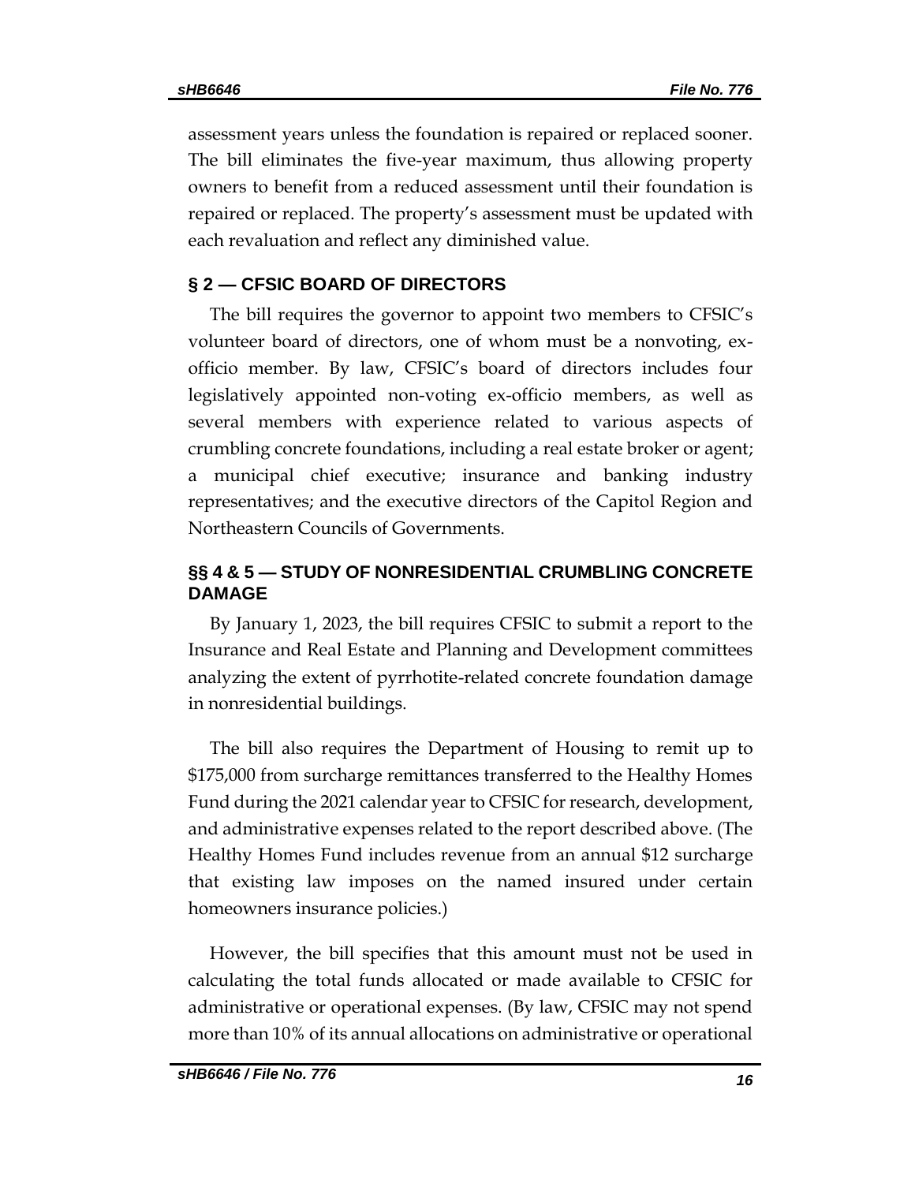assessment years unless the foundation is repaired or replaced sooner. The bill eliminates the five-year maximum, thus allowing property owners to benefit from a reduced assessment until their foundation is repaired or replaced. The property's assessment must be updated with each revaluation and reflect any diminished value.

## § 2 — CFSIC BOARD OF DIRECTORS

The bill requires the governor to appoint two members to CFSIC's volunteer board of directors, one of whom must be a nonvoting, ex-officio member. By law, CFSIC's board of directors includes four legislatively appointed non-voting ex-officio members, as well as several members with experience related to various aspects of crumbling concrete foundations, including a real estate broker or agent; a municipal chief executive; insurance and banking industry representatives; and the executive directors of the Capitol Region and Northeastern Councils of Governments.

## §§ 4 & 5 — STUDY OF NONRESIDENTIAL CRUMBLING CONCRETE DAMAGE

By January 1, 2023, the bill requires CFSIC to submit a report to the Insurance and Real Estate and Planning and Development committees analyzing the extent of pyrrhotite-related concrete foundation damage in nonresidential buildings.

The bill also requires the Department of Housing to remit up to $175,000 from surcharge remittances transferred to the Healthy Homes Fund during the 2021 calendar year to CFSIC for research, development, and administrative expenses related to the report described above. (The Healthy Homes Fund includes revenue from an annual $12 surcharge that existing law imposes on the named insured under certain homeowners insurance policies.)

However, the bill specifies that this amount must not be used in calculating the total funds allocated or made available to CFSIC for administrative or operational expenses. (By law, CFSIC may not spend more than 10% of its annual allocations on administrative or operational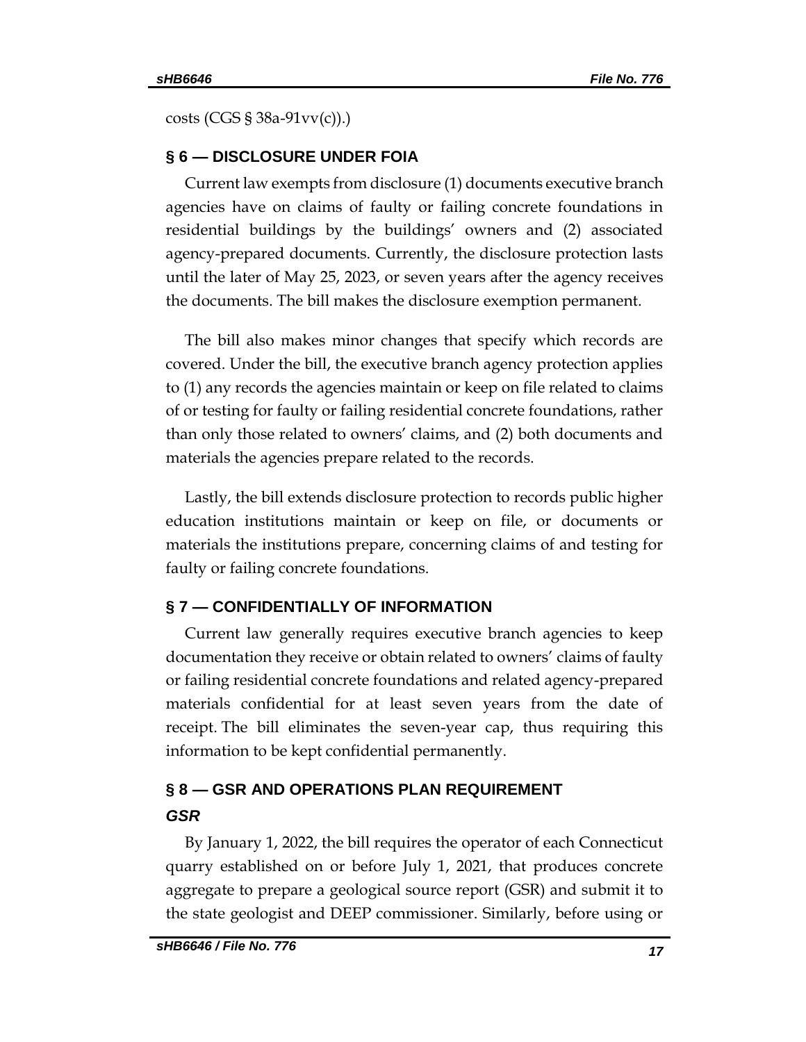costs (CGS § 38a-91vv(c)).)

## § 6 — DISCLOSURE UNDER FOIA

Current law exempts from disclosure (1) documents executive branch agencies have on claims of faulty or failing concrete foundations in residential buildings by the buildings' owners and (2) associated agency-prepared documents. Currently, the disclosure protection lasts until the later of May 25, 2023, or seven years after the agency receives the documents. The bill makes the disclosure exemption permanent.

The bill also makes minor changes that specify which records are covered. Under the bill, the executive branch agency protection applies to (1) any records the agencies maintain or keep on file related to claims of or testing for faulty or failing residential concrete foundations, rather than only those related to owners' claims, and (2) both documents and materials the agencies prepare related to the records.

Lastly, the bill extends disclosure protection to records public higher education institutions maintain or keep on file, or documents or materials the institutions prepare, concerning claims of and testing for faulty or failing concrete foundations.

## § 7 — CONFIDENTIALLY OF INFORMATION

Current law generally requires executive branch agencies to keep documentation they receive or obtain related to owners' claims of faulty or failing residential concrete foundations and related agency-prepared materials confidential for at least seven years from the date of receipt. The bill eliminates the seven-year cap, thus requiring this information to be kept confidential permanently.

## § 8 — GSR AND OPERATIONS PLAN REQUIREMENT

### *GSR*

By January 1, 2022, the bill requires the operator of each Connecticut quarry established on or before July 1, 2021, that produces concrete aggregate to prepare a geological source report (GSR) and submit it to the state geologist and DEEP commissioner. Similarly, before using or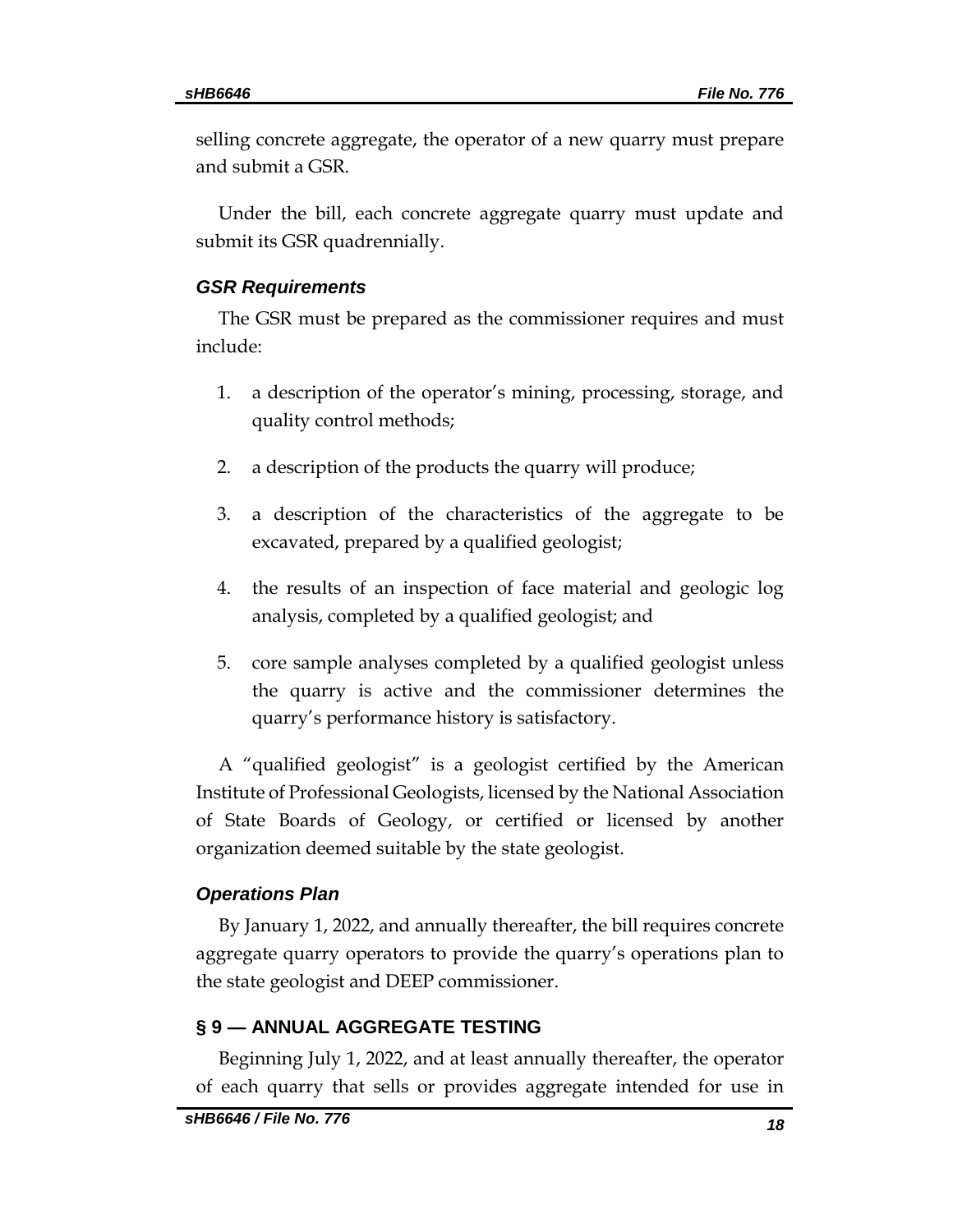selling concrete aggregate, the operator of a new quarry must prepare and submit a GSR.

Under the bill, each concrete aggregate quarry must update and submit its GSR quadrennially.

### *GSR Requirements*

The GSR must be prepared as the commissioner requires and must include:

1. a description of the operator's mining, processing, storage, and quality control methods;
2. a description of the products the quarry will produce;
3. a description of the characteristics of the aggregate to be excavated, prepared by a qualified geologist;
4. the results of an inspection of face material and geologic log analysis, completed by a qualified geologist; and
5. core sample analyses completed by a qualified geologist unless the quarry is active and the commissioner determines the quarry's performance history is satisfactory.

A "qualified geologist" is a geologist certified by the American Institute of Professional Geologists, licensed by the National Association of State Boards of Geology, or certified or licensed by another organization deemed suitable by the state geologist.

### *Operations Plan*

By January 1, 2022, and annually thereafter, the bill requires concrete aggregate quarry operators to provide the quarry's operations plan to the state geologist and DEEP commissioner.

## § 9 — ANNUAL AGGREGATE TESTING

Beginning July 1, 2022, and at least annually thereafter, the operator of each quarry that sells or provides aggregate intended for use in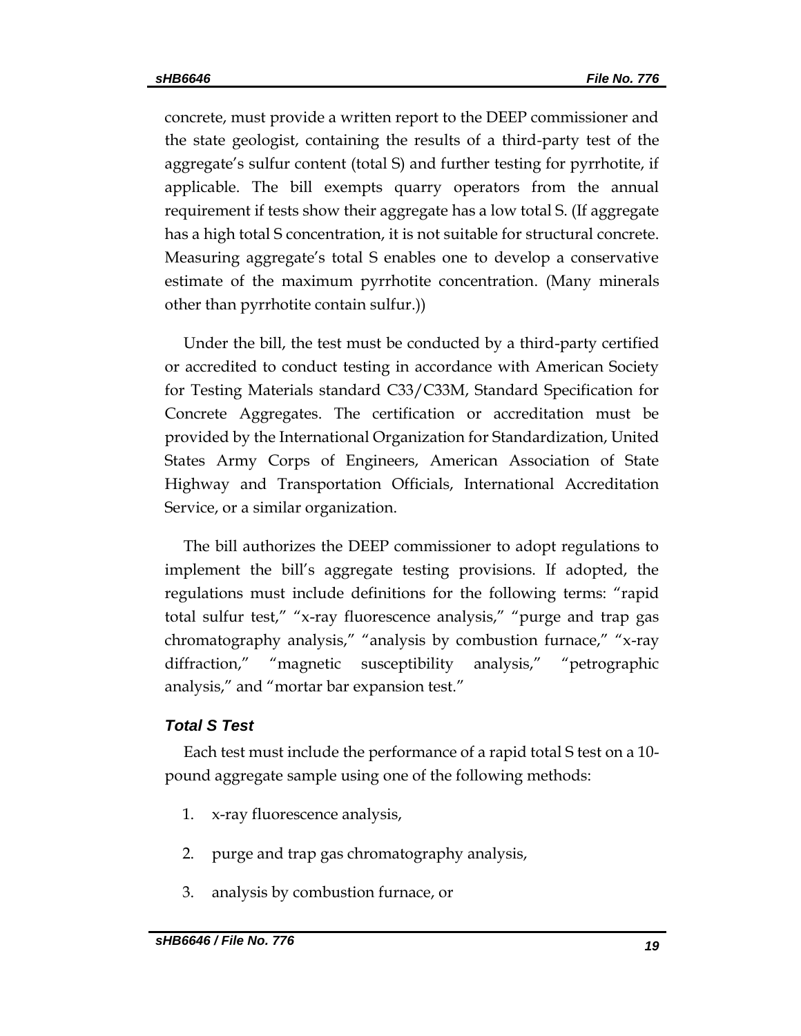concrete, must provide a written report to the DEEP commissioner and the state geologist, containing the results of a third-party test of the aggregate's sulfur content (total S) and further testing for pyrrhotite, if applicable. The bill exempts quarry operators from the annual requirement if tests show their aggregate has a low total S. (If aggregate has a high total S concentration, it is not suitable for structural concrete. Measuring aggregate's total S enables one to develop a conservative estimate of the maximum pyrrhotite concentration. (Many minerals other than pyrrhotite contain sulfur.))

Under the bill, the test must be conducted by a third-party certified or accredited to conduct testing in accordance with American Society for Testing Materials standard C33/C33M, Standard Specification for Concrete Aggregates. The certification or accreditation must be provided by the International Organization for Standardization, United States Army Corps of Engineers, American Association of State Highway and Transportation Officials, International Accreditation Service, or a similar organization.

The bill authorizes the DEEP commissioner to adopt regulations to implement the bill's aggregate testing provisions. If adopted, the regulations must include definitions for the following terms: "rapid total sulfur test," "x-ray fluorescence analysis," "purge and trap gas chromatography analysis," "analysis by combustion furnace," "x-ray diffraction," "magnetic susceptibility analysis," "petrographic analysis," and "mortar bar expansion test."

### *Total S Test*

Each test must include the performance of a rapid total S test on a 10-pound aggregate sample using one of the following methods:

1. x-ray fluorescence analysis,
2. purge and trap gas chromatography analysis,
3. analysis by combustion furnace, or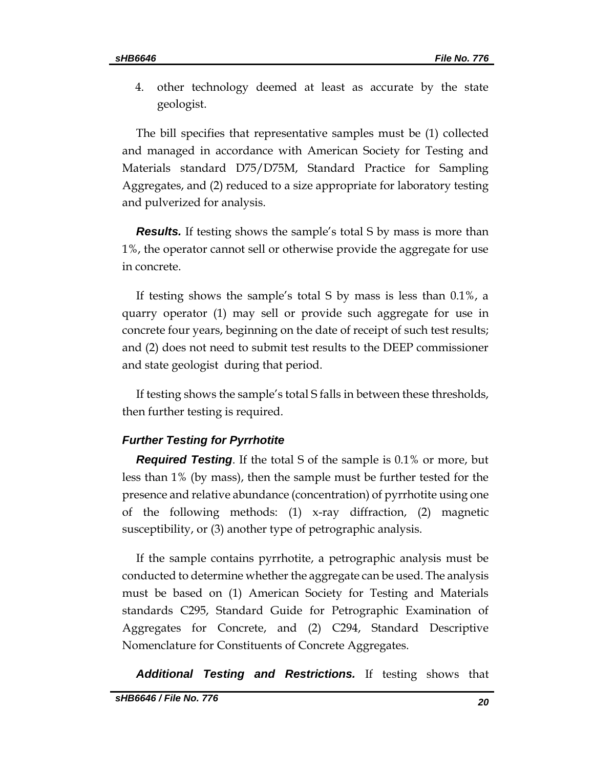4. other technology deemed at least as accurate by the state geologist.

The bill specifies that representative samples must be (1) collected and managed in accordance with American Society for Testing and Materials standard D75/D75M, Standard Practice for Sampling Aggregates, and (2) reduced to a size appropriate for laboratory testing and pulverized for analysis.

***Results.*** If testing shows the sample's total S by mass is more than 1%, the operator cannot sell or otherwise provide the aggregate for use in concrete.

If testing shows the sample's total S by mass is less than 0.1%, a quarry operator (1) may sell or provide such aggregate for use in concrete four years, beginning on the date of receipt of such test results; and (2) does not need to submit test results to the DEEP commissioner and state geologist during that period.

If testing shows the sample's total S falls in between these thresholds, then further testing is required.

### *Further Testing for Pyrrhotite*

***Required Testing***. If the total S of the sample is 0.1% or more, but less than 1% (by mass), then the sample must be further tested for the presence and relative abundance (concentration) of pyrrhotite using one of the following methods: (1) x-ray diffraction, (2) magnetic susceptibility, or (3) another type of petrographic analysis.

If the sample contains pyrrhotite, a petrographic analysis must be conducted to determine whether the aggregate can be used. The analysis must be based on (1) American Society for Testing and Materials standards C295, Standard Guide for Petrographic Examination of Aggregates for Concrete, and (2) C294, Standard Descriptive Nomenclature for Constituents of Concrete Aggregates.

***Additional Testing and Restrictions.*** If testing shows that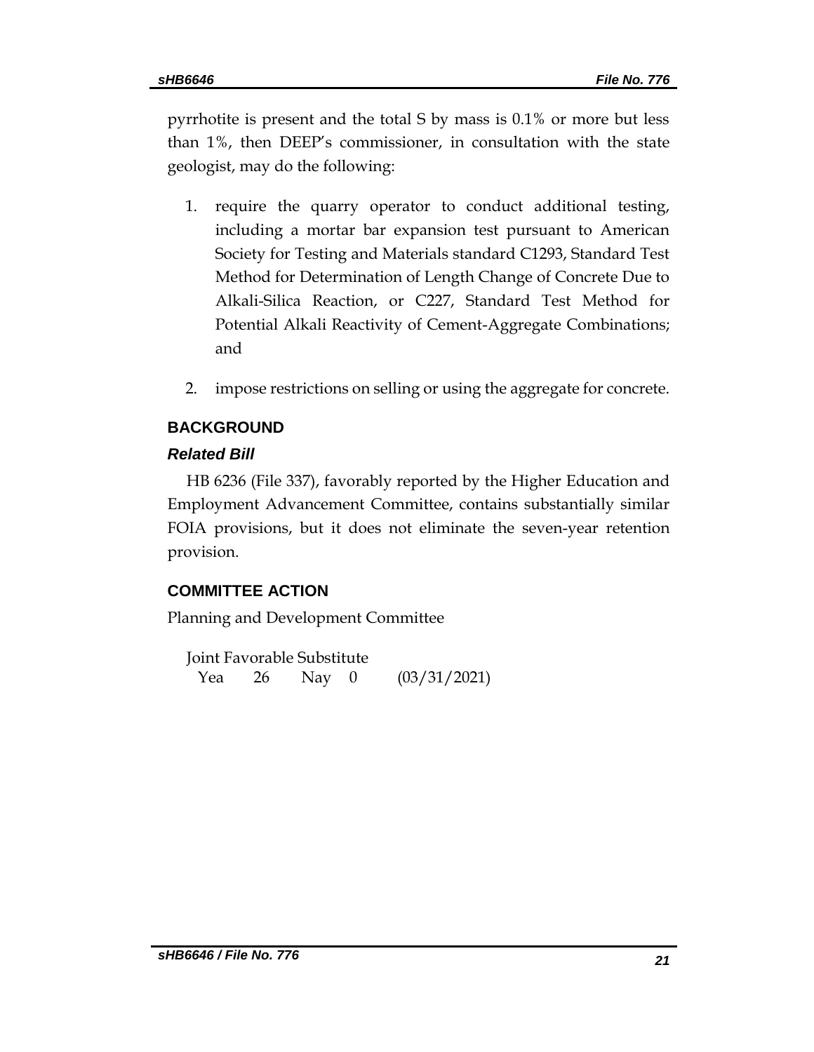pyrrhotite is present and the total S by mass is 0.1% or more but less than 1%, then DEEP's commissioner, in consultation with the state geologist, may do the following:

1. require the quarry operator to conduct additional testing, including a mortar bar expansion test pursuant to American Society for Testing and Materials standard C1293, Standard Test Method for Determination of Length Change of Concrete Due to Alkali-Silica Reaction, or C227, Standard Test Method for Potential Alkali Reactivity of Cement-Aggregate Combinations; and

2. impose restrictions on selling or using the aggregate for concrete.

## BACKGROUND

### *Related Bill*

HB 6236 (File 337), favorably reported by the Higher Education and Employment Advancement Committee, contains substantially similar FOIA provisions, but it does not eliminate the seven-year retention provision.

## COMMITTEE ACTION

Planning and Development Committee

Joint Favorable Substitute
Yea 26 Nay 0 (03/31/2021)